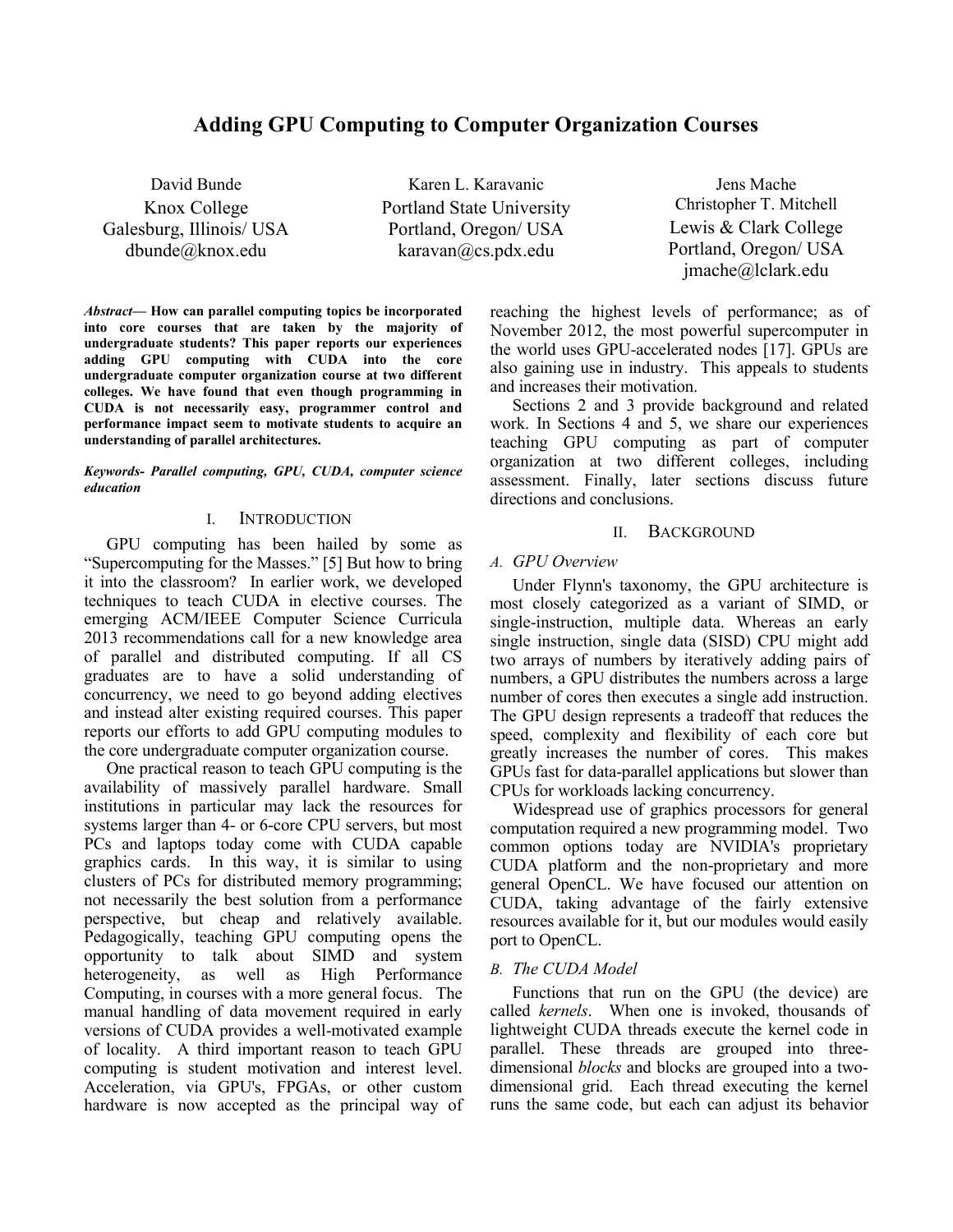# Adding GPU Computing to Computer Organization Courses

David Bunde
Knox College
Galesburg, Illinois/ USA
dbunde@knox.edu

Karen L. Karavanic
Portland State University
Portland, Oregon/ USA
karavan@cs.pdx.edu

Jens Mache
Christopher T. Mitchell
Lewis & Clark College
Portland, Oregon/ USA
jmache@lclark.edu

***Abstract*— How can parallel computing topics be incorporated into core courses that are taken by the majority of undergraduate students? This paper reports our experiences adding GPU computing with CUDA into the core undergraduate computer organization course at two different colleges. We have found that even though programming in CUDA is not necessarily easy, programmer control and performance impact seem to motivate students to acquire an understanding of parallel architectures.**

***Keywords- Parallel computing, GPU, CUDA, computer science education***

## I. Introduction

GPU computing has been hailed by some as "Supercomputing for the Masses." [5] But how to bring it into the classroom? In earlier work, we developed techniques to teach CUDA in elective courses. The emerging ACM/IEEE Computer Science Curricula 2013 recommendations call for a new knowledge area of parallel and distributed computing. If all CS graduates are to have a solid understanding of concurrency, we need to go beyond adding electives and instead alter existing required courses. This paper reports our efforts to add GPU computing modules to the core undergraduate computer organization course.

One practical reason to teach GPU computing is the availability of massively parallel hardware. Small institutions in particular may lack the resources for systems larger than 4- or 6-core CPU servers, but most PCs and laptops today come with CUDA capable graphics cards. In this way, it is similar to using clusters of PCs for distributed memory programming; not necessarily the best solution from a performance perspective, but cheap and relatively available. Pedagogically, teaching GPU computing opens the opportunity to talk about SIMD and system heterogeneity, as well as High Performance Computing, in courses with a more general focus. The manual handling of data movement required in early versions of CUDA provides a well-motivated example of locality. A third important reason to teach GPU computing is student motivation and interest level. Acceleration, via GPU's, FPGAs, or other custom hardware is now accepted as the principal way of reaching the highest levels of performance; as of November 2012, the most powerful supercomputer in the world uses GPU-accelerated nodes [17]. GPUs are also gaining use in industry. This appeals to students and increases their motivation.

Sections 2 and 3 provide background and related work. In Sections 4 and 5, we share our experiences teaching GPU computing as part of computer organization at two different colleges, including assessment. Finally, later sections discuss future directions and conclusions.

## II. Background

### *A. GPU Overview*

Under Flynn's taxonomy, the GPU architecture is most closely categorized as a variant of SIMD, or single-instruction, multiple data. Whereas an early single instruction, single data (SISD) CPU might add two arrays of numbers by iteratively adding pairs of numbers, a GPU distributes the numbers across a large number of cores then executes a single add instruction. The GPU design represents a tradeoff that reduces the speed, complexity and flexibility of each core but greatly increases the number of cores. This makes GPUs fast for data-parallel applications but slower than CPUs for workloads lacking concurrency.

Widespread use of graphics processors for general computation required a new programming model. Two common options today are NVIDIA's proprietary CUDA platform and the non-proprietary and more general OpenCL. We have focused our attention on CUDA, taking advantage of the fairly extensive resources available for it, but our modules would easily port to OpenCL.

### *B. The CUDA Model*

Functions that run on the GPU (the device) are called *kernels*. When one is invoked, thousands of lightweight CUDA threads execute the kernel code in parallel. These threads are grouped into three-dimensional *blocks* and blocks are grouped into a two-dimensional grid. Each thread executing the kernel runs the same code, but each can adjust its behavior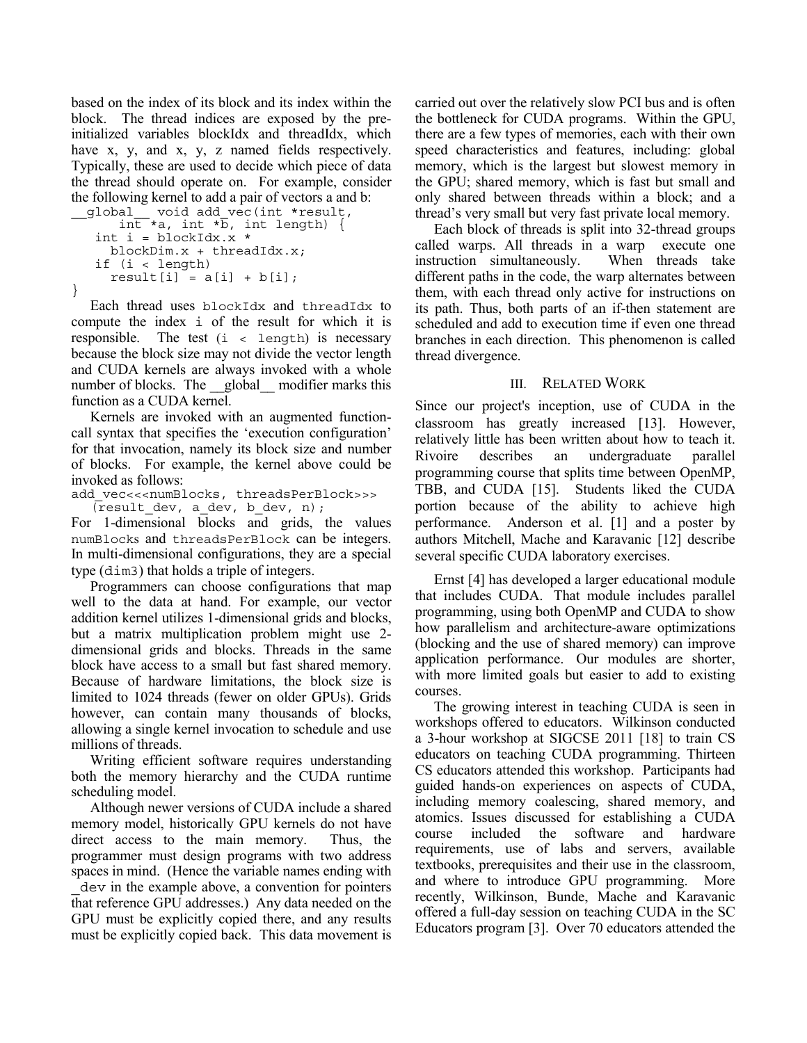based on the index of its block and its index within the block. The thread indices are exposed by the pre-initialized variables blockIdx and threadIdx, which have x, y, and x, y, z named fields respectively. Typically, these are used to decide which piece of data the thread should operate on. For example, consider the following kernel to add a pair of vectors a and b:

```
__global__ void add_vec(int *result,
      int *a, int *b, int length) {
   int i = blockIdx.x *
     blockDim.x + threadIdx.x;
   if (i < length)
     result[i] = a[i] + b[i];
}
```

Each thread uses `blockIdx` and `threadIdx` to compute the index i of the result for which it is responsible. The test `(i < length)` is necessary because the block size may not divide the vector length and CUDA kernels are always invoked with a whole number of blocks. The __global__ modifier marks this function as a CUDA kernel.

Kernels are invoked with an augmented function-call syntax that specifies the 'execution configuration' for that invocation, namely its block size and number of blocks. For example, the kernel above could be invoked as follows:

```
add_vec<<<numBlocks, threadsPerBlock>>>
   (result_dev, a_dev, b_dev, n);
```

For 1-dimensional blocks and grids, the values `numBlocks` and `threadsPerBlock` can be integers. In multi-dimensional configurations, they are a special type (`dim3`) that holds a triple of integers.

Programmers can choose configurations that map well to the data at hand. For example, our vector addition kernel utilizes 1-dimensional grids and blocks, but a matrix multiplication problem might use 2-dimensional grids and blocks. Threads in the same block have access to a small but fast shared memory. Because of hardware limitations, the block size is limited to 1024 threads (fewer on older GPUs). Grids however, can contain many thousands of blocks, allowing a single kernel invocation to schedule and use millions of threads.

Writing efficient software requires understanding both the memory hierarchy and the CUDA runtime scheduling model.

Although newer versions of CUDA include a shared memory model, historically GPU kernels do not have direct access to the main memory. Thus, the programmer must design programs with two address spaces in mind. (Hence the variable names ending with _dev in the example above, a convention for pointers that reference GPU addresses.) Any data needed on the GPU must be explicitly copied there, and any results must be explicitly copied back. This data movement is carried out over the relatively slow PCI bus and is often the bottleneck for CUDA programs. Within the GPU, there are a few types of memories, each with their own speed characteristics and features, including: global memory, which is the largest but slowest memory in the GPU; shared memory, which is fast but small and only shared between threads within a block; and a thread's very small but very fast private local memory.

Each block of threads is split into 32-thread groups called warps. All threads in a warp execute one instruction simultaneously. When threads take different paths in the code, the warp alternates between them, with each thread only active for instructions on its path. Thus, both parts of an if-then statement are scheduled and add to execution time if even one thread branches in each direction. This phenomenon is called thread divergence.

## III. Related Work

Since our project's inception, use of CUDA in the classroom has greatly increased [13]. However, relatively little has been written about how to teach it. Rivoire describes an undergraduate parallel programming course that splits time between OpenMP, TBB, and CUDA [15]. Students liked the CUDA portion because of the ability to achieve high performance. Anderson et al. [1] and a poster by authors Mitchell, Mache and Karavanic [12] describe several specific CUDA laboratory exercises.

Ernst [4] has developed a larger educational module that includes CUDA. That module includes parallel programming, using both OpenMP and CUDA to show how parallelism and architecture-aware optimizations (blocking and the use of shared memory) can improve application performance. Our modules are shorter, with more limited goals but easier to add to existing courses.

The growing interest in teaching CUDA is seen in workshops offered to educators. Wilkinson conducted a 3-hour workshop at SIGCSE 2011 [18] to train CS educators on teaching CUDA programming. Thirteen CS educators attended this workshop. Participants had guided hands-on experiences on aspects of CUDA, including memory coalescing, shared memory, and atomics. Issues discussed for establishing a CUDA course included the software and hardware requirements, use of labs and servers, available textbooks, prerequisites and their use in the classroom, and where to introduce GPU programming. More recently, Wilkinson, Bunde, Mache and Karavanic offered a full-day session on teaching CUDA in the SC Educators program [3]. Over 70 educators attended the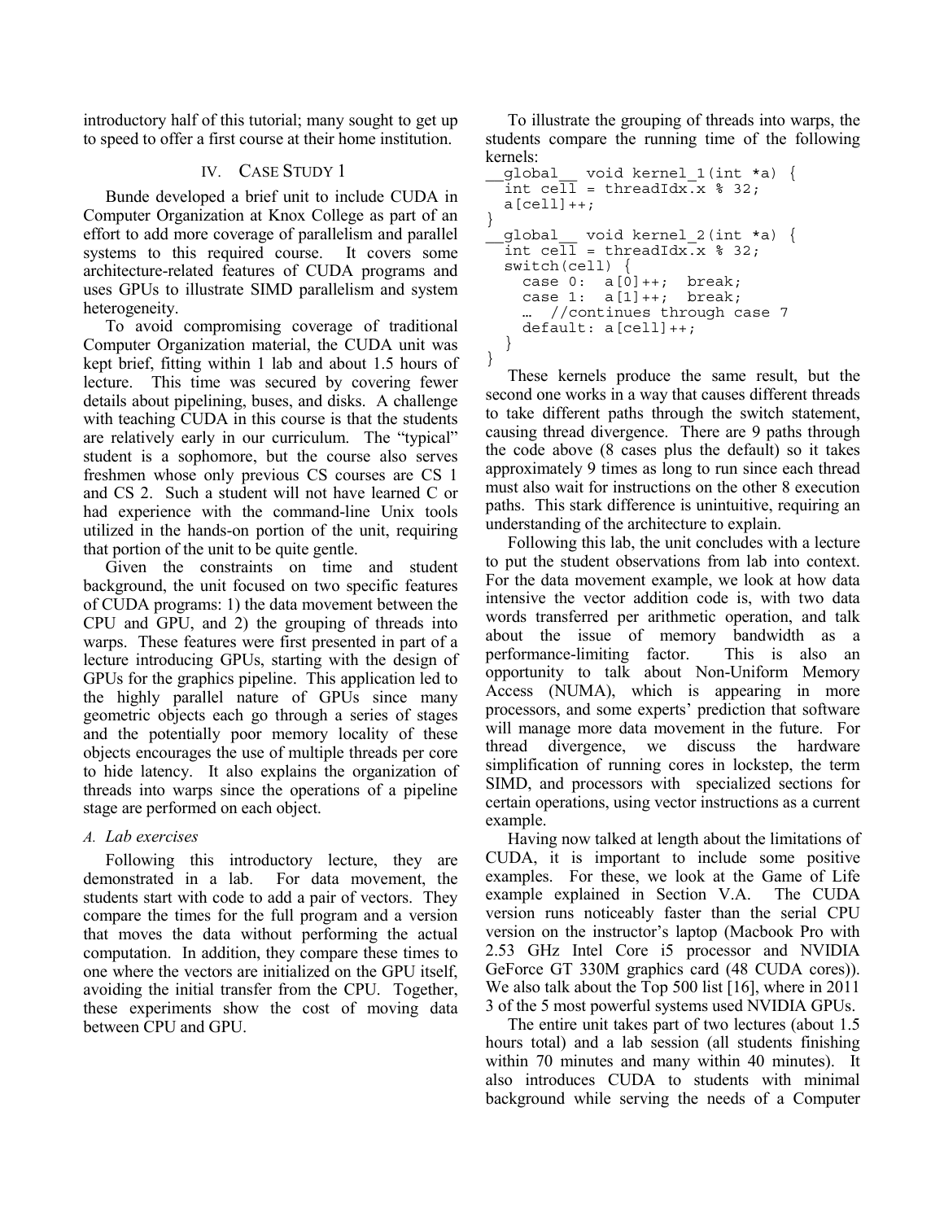introductory half of this tutorial; many sought to get up to speed to offer a first course at their home institution.

## IV. Case Study 1

Bunde developed a brief unit to include CUDA in Computer Organization at Knox College as part of an effort to add more coverage of parallelism and parallel systems to this required course. It covers some architecture-related features of CUDA programs and uses GPUs to illustrate SIMD parallelism and system heterogeneity.

To avoid compromising coverage of traditional Computer Organization material, the CUDA unit was kept brief, fitting within 1 lab and about 1.5 hours of lecture. This time was secured by covering fewer details about pipelining, buses, and disks. A challenge with teaching CUDA in this course is that the students are relatively early in our curriculum. The "typical" student is a sophomore, but the course also serves freshmen whose only previous CS courses are CS 1 and CS 2. Such a student will not have learned C or had experience with the command-line Unix tools utilized in the hands-on portion of the unit, requiring that portion of the unit to be quite gentle.

Given the constraints on time and student background, the unit focused on two specific features of CUDA programs: 1) the data movement between the CPU and GPU, and 2) the grouping of threads into warps. These features were first presented in part of a lecture introducing GPUs, starting with the design of GPUs for the graphics pipeline. This application led to the highly parallel nature of GPUs since many geometric objects each go through a series of stages and the potentially poor memory locality of these objects encourages the use of multiple threads per core to hide latency. It also explains the organization of threads into warps since the operations of a pipeline stage are performed on each object.

### A. Lab exercises

Following this introductory lecture, they are demonstrated in a lab. For data movement, the students start with code to add a pair of vectors. They compare the times for the full program and a version that moves the data without performing the actual computation. In addition, they compare these times to one where the vectors are initialized on the GPU itself, avoiding the initial transfer from the CPU. Together, these experiments show the cost of moving data between CPU and GPU.

To illustrate the grouping of threads into warps, the students compare the running time of the following kernels:

```
__global__ void kernel_1(int *a) {
  int cell = threadIdx.x % 32;
  a[cell]++;
}
__global__ void kernel_2(int *a) {
  int cell = threadIdx.x % 32;
  switch(cell) {
    case 0:  a[0]++;  break;
    case 1:  a[1]++;  break;
    … //continues through case 7
    default: a[cell]++;
  }
}
```

These kernels produce the same result, but the second one works in a way that causes different threads to take different paths through the switch statement, causing thread divergence. There are 9 paths through the code above (8 cases plus the default) so it takes approximately 9 times as long to run since each thread must also wait for instructions on the other 8 execution paths. This stark difference is unintuitive, requiring an understanding of the architecture to explain.

Following this lab, the unit concludes with a lecture to put the student observations from lab into context. For the data movement example, we look at how data intensive the vector addition code is, with two data words transferred per arithmetic operation, and talk about the issue of memory bandwidth as a performance-limiting factor. This is also an opportunity to talk about Non-Uniform Memory Access (NUMA), which is appearing in more processors, and some experts' prediction that software will manage more data movement in the future. For thread divergence, we discuss the hardware simplification of running cores in lockstep, the term SIMD, and processors with specialized sections for certain operations, using vector instructions as a current example.

Having now talked at length about the limitations of CUDA, it is important to include some positive examples. For these, we look at the Game of Life example explained in Section V.A. The CUDA version runs noticeably faster than the serial CPU version on the instructor's laptop (Macbook Pro with 2.53 GHz Intel Core i5 processor and NVIDIA GeForce GT 330M graphics card (48 CUDA cores)). We also talk about the Top 500 list [16], where in 2011 3 of the 5 most powerful systems used NVIDIA GPUs.

The entire unit takes part of two lectures (about 1.5 hours total) and a lab session (all students finishing within 70 minutes and many within 40 minutes). It also introduces CUDA to students with minimal background while serving the needs of a Computer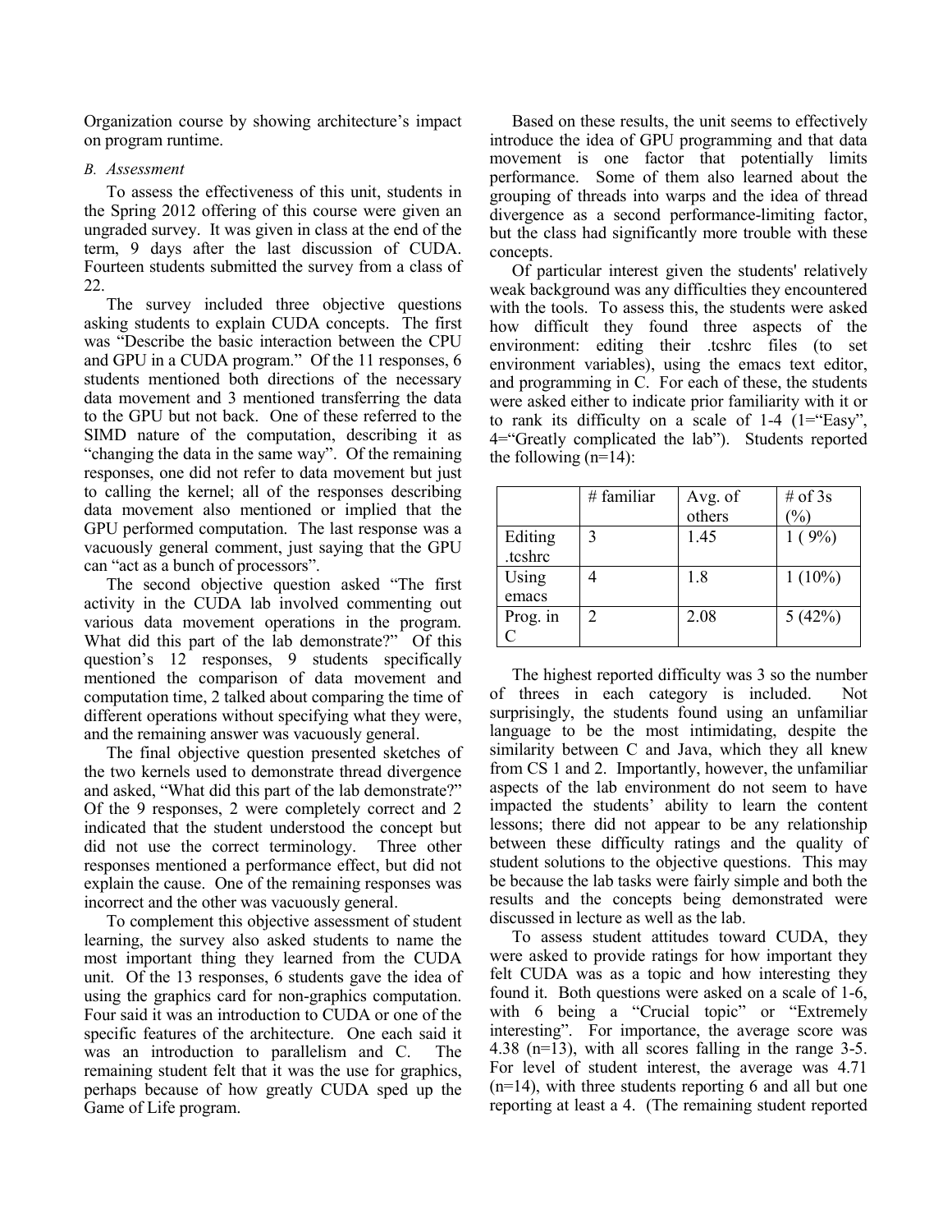Organization course by showing architecture's impact on program runtime.

### *B. Assessment*

To assess the effectiveness of this unit, students in the Spring 2012 offering of this course were given an ungraded survey. It was given in class at the end of the term, 9 days after the last discussion of CUDA. Fourteen students submitted the survey from a class of 22.

The survey included three objective questions asking students to explain CUDA concepts. The first was "Describe the basic interaction between the CPU and GPU in a CUDA program." Of the 11 responses, 6 students mentioned both directions of the necessary data movement and 3 mentioned transferring the data to the GPU but not back. One of these referred to the SIMD nature of the computation, describing it as "changing the data in the same way". Of the remaining responses, one did not refer to data movement but just to calling the kernel; all of the responses describing data movement also mentioned or implied that the GPU performed computation. The last response was a vacuously general comment, just saying that the GPU can "act as a bunch of processors".

The second objective question asked "The first activity in the CUDA lab involved commenting out various data movement operations in the program. What did this part of the lab demonstrate?" Of this question's 12 responses, 9 students specifically mentioned the comparison of data movement and computation time, 2 talked about comparing the time of different operations without specifying what they were, and the remaining answer was vacuously general.

The final objective question presented sketches of the two kernels used to demonstrate thread divergence and asked, "What did this part of the lab demonstrate?" Of the 9 responses, 2 were completely correct and 2 indicated that the student understood the concept but did not use the correct terminology. Three other responses mentioned a performance effect, but did not explain the cause. One of the remaining responses was incorrect and the other was vacuously general.

To complement this objective assessment of student learning, the survey also asked students to name the most important thing they learned from the CUDA unit. Of the 13 responses, 6 students gave the idea of using the graphics card for non-graphics computation. Four said it was an introduction to CUDA or one of the specific features of the architecture. One each said it was an introduction to parallelism and C. The remaining student felt that it was the use for graphics, perhaps because of how greatly CUDA sped up the Game of Life program.

Based on these results, the unit seems to effectively introduce the idea of GPU programming and that data movement is one factor that potentially limits performance. Some of them also learned about the grouping of threads into warps and the idea of thread divergence as a second performance-limiting factor, but the class had significantly more trouble with these concepts.

Of particular interest given the students' relatively weak background was any difficulties they encountered with the tools. To assess this, the students were asked how difficult they found three aspects of the environment: editing their .tcshrc files (to set environment variables), using the emacs text editor, and programming in C. For each of these, the students were asked either to indicate prior familiarity with it or to rank its difficulty on a scale of 1-4 (1="Easy", 4="Greatly complicated the lab"). Students reported the following (n=14):

| | # familiar | Avg. of others | # of 3s (%) |
|---|---|---|---|
| Editing .tcshrc | 3 | 1.45 | 1 ( 9%) |
| Using emacs | 4 | 1.8 | 1 (10%) |
| Prog. in C | 2 | 2.08 | 5 (42%) |

The highest reported difficulty was 3 so the number of threes in each category is included. Not surprisingly, the students found using an unfamiliar language to be the most intimidating, despite the similarity between C and Java, which they all knew from CS 1 and 2. Importantly, however, the unfamiliar aspects of the lab environment do not seem to have impacted the students' ability to learn the content lessons; there did not appear to be any relationship between these difficulty ratings and the quality of student solutions to the objective questions. This may be because the lab tasks were fairly simple and both the results and the concepts being demonstrated were discussed in lecture as well as the lab.

To assess student attitudes toward CUDA, they were asked to provide ratings for how important they felt CUDA was as a topic and how interesting they found it. Both questions were asked on a scale of 1-6, with 6 being a "Crucial topic" or "Extremely interesting". For importance, the average score was 4.38 (n=13), with all scores falling in the range 3-5. For level of student interest, the average was 4.71 (n=14), with three students reporting 6 and all but one reporting at least a 4. (The remaining student reported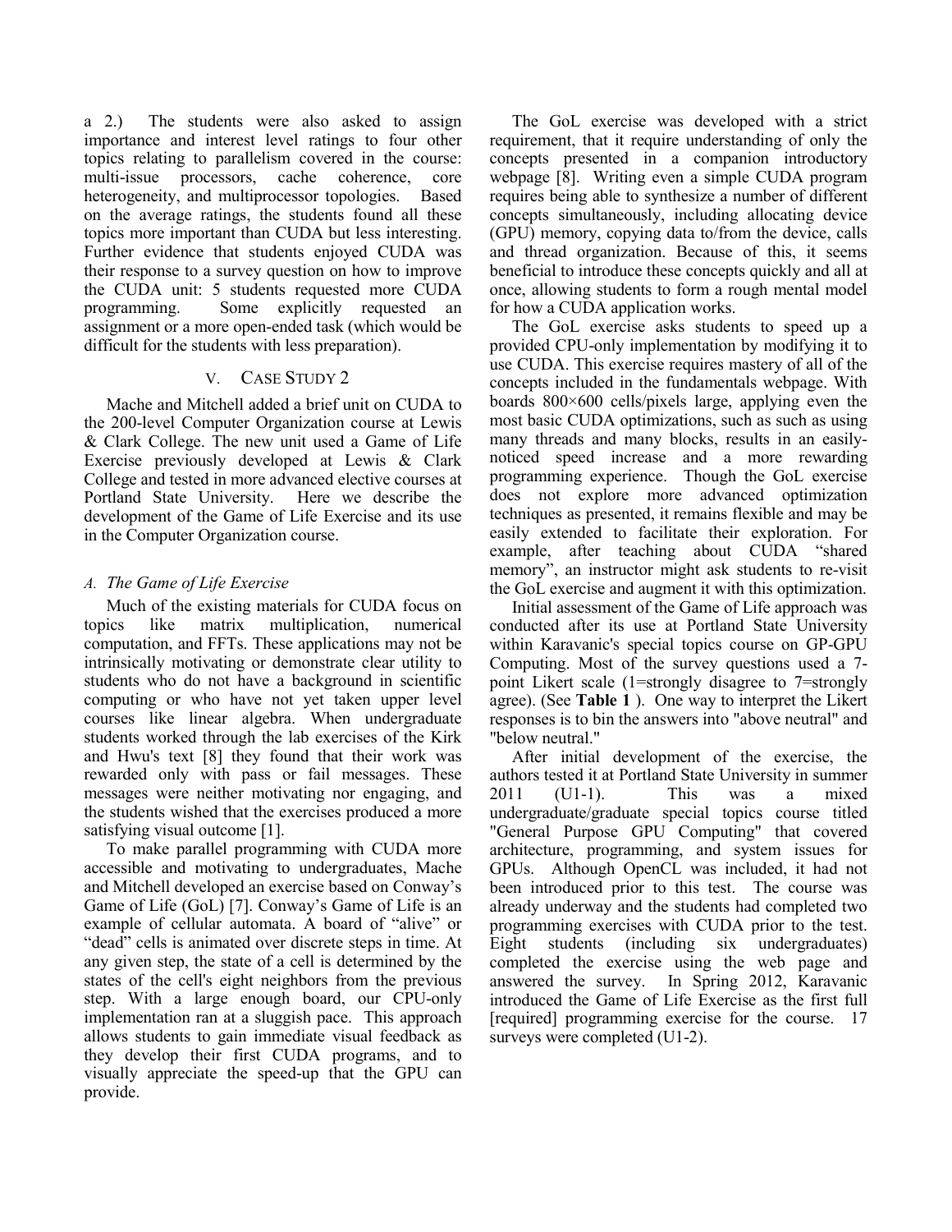a 2.) The students were also asked to assign importance and interest level ratings to four other topics relating to parallelism covered in the course: multi-issue processors, cache coherence, core heterogeneity, and multiprocessor topologies. Based on the average ratings, the students found all these topics more important than CUDA but less interesting. Further evidence that students enjoyed CUDA was their response to a survey question on how to improve the CUDA unit: 5 students requested more CUDA programming. Some explicitly requested an assignment or a more open-ended task (which would be difficult for the students with less preparation).

## V. Case Study 2

Mache and Mitchell added a brief unit on CUDA to the 200-level Computer Organization course at Lewis & Clark College. The new unit used a Game of Life Exercise previously developed at Lewis & Clark College and tested in more advanced elective courses at Portland State University. Here we describe the development of the Game of Life Exercise and its use in the Computer Organization course.

### *A. The Game of Life Exercise*

Much of the existing materials for CUDA focus on topics like matrix multiplication, numerical computation, and FFTs. These applications may not be intrinsically motivating or demonstrate clear utility to students who do not have a background in scientific computing or who have not yet taken upper level courses like linear algebra. When undergraduate students worked through the lab exercises of the Kirk and Hwu's text [8] they found that their work was rewarded only with pass or fail messages. These messages were neither motivating nor engaging, and the students wished that the exercises produced a more satisfying visual outcome [1].

To make parallel programming with CUDA more accessible and motivating to undergraduates, Mache and Mitchell developed an exercise based on Conway's Game of Life (GoL) [7]. Conway's Game of Life is an example of cellular automata. A board of "alive" or "dead" cells is animated over discrete steps in time. At any given step, the state of a cell is determined by the states of the cell's eight neighbors from the previous step. With a large enough board, our CPU-only implementation ran at a sluggish pace. This approach allows students to gain immediate visual feedback as they develop their first CUDA programs, and to visually appreciate the speed-up that the GPU can provide.

The GoL exercise was developed with a strict requirement, that it require understanding of only the concepts presented in a companion introductory webpage [8]. Writing even a simple CUDA program requires being able to synthesize a number of different concepts simultaneously, including allocating device (GPU) memory, copying data to/from the device, calls and thread organization. Because of this, it seems beneficial to introduce these concepts quickly and all at once, allowing students to form a rough mental model for how a CUDA application works.

The GoL exercise asks students to speed up a provided CPU-only implementation by modifying it to use CUDA. This exercise requires mastery of all of the concepts included in the fundamentals webpage. With boards 800×600 cells/pixels large, applying even the most basic CUDA optimizations, such as such as using many threads and many blocks, results in an easily-noticed speed increase and a more rewarding programming experience. Though the GoL exercise does not explore more advanced optimization techniques as presented, it remains flexible and may be easily extended to facilitate their exploration. For example, after teaching about CUDA "shared memory", an instructor might ask students to re-visit the GoL exercise and augment it with this optimization.

Initial assessment of the Game of Life approach was conducted after its use at Portland State University within Karavanic's special topics course on GP-GPU Computing. Most of the survey questions used a 7-point Likert scale (1=strongly disagree to 7=strongly agree). (See **Table 1** ). One way to interpret the Likert responses is to bin the answers into "above neutral" and "below neutral."

After initial development of the exercise, the authors tested it at Portland State University in summer 2011 (U1-1). This was a mixed undergraduate/graduate special topics course titled "General Purpose GPU Computing" that covered architecture, programming, and system issues for GPUs. Although OpenCL was included, it had not been introduced prior to this test. The course was already underway and the students had completed two programming exercises with CUDA prior to the test. Eight students (including six undergraduates) completed the exercise using the web page and answered the survey. In Spring 2012, Karavanic introduced the Game of Life Exercise as the first full [required] programming exercise for the course. 17 surveys were completed (U1-2).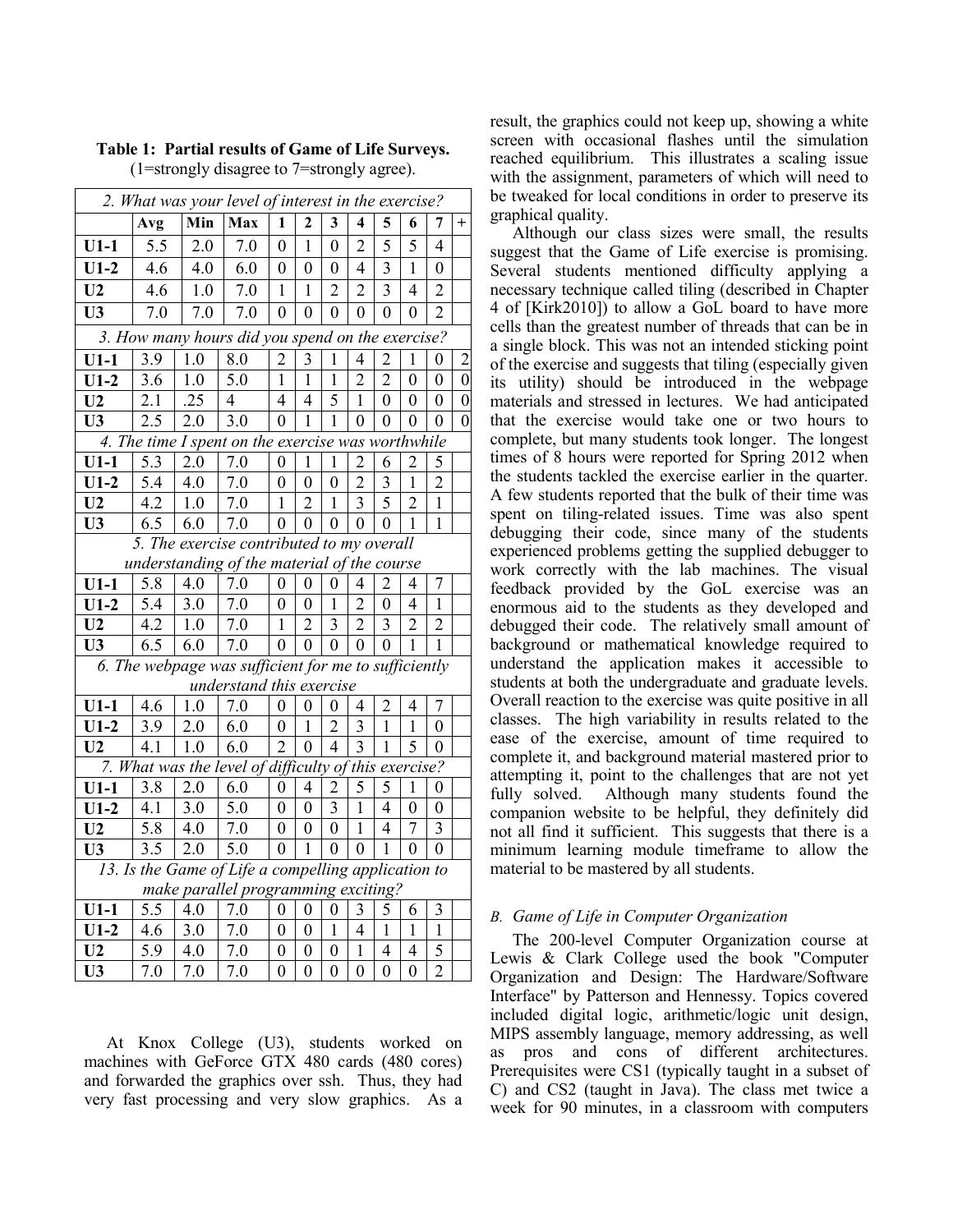**Table 1: Partial results of Game of Life Surveys.**
(1=strongly disagree to 7=strongly agree).

| | Avg | Min | Max | 1 | 2 | 3 | 4 | 5 | 6 | 7 | + |
|---|---|---|---|---|---|---|---|---|---|---|---|
| *2. What was your level of interest in the exercise?* | | | | | | | | | | | |
| **U1-1** | 5.5 | 2.0 | 7.0 | 0 | 1 | 0 | 2 | 5 | 5 | 4 | |
| **U1-2** | 4.6 | 4.0 | 6.0 | 0 | 0 | 0 | 4 | 3 | 1 | 0 | |
| **U2** | 4.6 | 1.0 | 7.0 | 1 | 1 | 2 | 2 | 3 | 4 | 2 | |
| **U3** | 7.0 | 7.0 | 7.0 | 0 | 0 | 0 | 0 | 0 | 0 | 2 | |
| *3. How many hours did you spend on the exercise?* | | | | | | | | | | | |
| **U1-1** | 3.9 | 1.0 | 8.0 | 2 | 3 | 1 | 4 | 2 | 1 | 0 | 2 |
| **U1-2** | 3.6 | 1.0 | 5.0 | 1 | 1 | 1 | 2 | 2 | 0 | 0 | 0 |
| **U2** | 2.1 | .25 | 4 | 4 | 4 | 5 | 1 | 0 | 0 | 0 | 0 |
| **U3** | 2.5 | 2.0 | 3.0 | 0 | 1 | 1 | 0 | 0 | 0 | 0 | 0 |
| *4. The time I spent on the exercise was worthwhile* | | | | | | | | | | | |
| **U1-1** | 5.3 | 2.0 | 7.0 | 0 | 1 | 1 | 2 | 6 | 2 | 5 | |
| **U1-2** | 5.4 | 4.0 | 7.0 | 0 | 0 | 0 | 2 | 3 | 1 | 2 | |
| **U2** | 4.2 | 1.0 | 7.0 | 1 | 2 | 1 | 3 | 5 | 2 | 1 | |
| **U3** | 6.5 | 6.0 | 7.0 | 0 | 0 | 0 | 0 | 0 | 1 | 1 | |
| *5. The exercise contributed to my overall understanding of the material of the course* | | | | | | | | | | | |
| **U1-1** | 5.8 | 4.0 | 7.0 | 0 | 0 | 0 | 4 | 2 | 4 | 7 | |
| **U1-2** | 5.4 | 3.0 | 7.0 | 0 | 0 | 1 | 2 | 0 | 4 | 1 | |
| **U2** | 4.2 | 1.0 | 7.0 | 1 | 2 | 3 | 2 | 3 | 2 | 2 | |
| **U3** | 6.5 | 6.0 | 7.0 | 0 | 0 | 0 | 0 | 0 | 1 | 1 | |
| *6. The webpage was sufficient for me to sufficiently understand this exercise* | | | | | | | | | | | |
| **U1-1** | 4.6 | 1.0 | 7.0 | 0 | 0 | 0 | 4 | 2 | 4 | 7 | |
| **U1-2** | 3.9 | 2.0 | 6.0 | 0 | 1 | 2 | 3 | 1 | 1 | 0 | |
| **U2** | 4.1 | 1.0 | 6.0 | 2 | 0 | 4 | 3 | 1 | 5 | 0 | |
| *7. What was the level of difficulty of this exercise?* | | | | | | | | | | | |
| **U1-1** | 3.8 | 2.0 | 6.0 | 0 | 4 | 2 | 5 | 5 | 1 | 0 | |
| **U1-2** | 4.1 | 3.0 | 5.0 | 0 | 0 | 3 | 1 | 4 | 0 | 0 | |
| **U2** | 5.8 | 4.0 | 7.0 | 0 | 0 | 0 | 1 | 4 | 7 | 3 | |
| **U3** | 3.5 | 2.0 | 5.0 | 0 | 1 | 0 | 0 | 1 | 0 | 0 | |
| *13. Is the Game of Life a compelling application to make parallel programming exciting?* | | | | | | | | | | | |
| **U1-1** | 5.5 | 4.0 | 7.0 | 0 | 0 | 0 | 3 | 5 | 6 | 3 | |
| **U1-2** | 4.6 | 3.0 | 7.0 | 0 | 0 | 1 | 4 | 1 | 1 | 1 | |
| **U2** | 5.9 | 4.0 | 7.0 | 0 | 0 | 0 | 1 | 4 | 4 | 5 | |
| **U3** | 7.0 | 7.0 | 7.0 | 0 | 0 | 0 | 0 | 0 | 0 | 2 | |

At Knox College (U3), students worked on machines with GeForce GTX 480 cards (480 cores) and forwarded the graphics over ssh. Thus, they had very fast processing and very slow graphics. As a result, the graphics could not keep up, showing a white screen with occasional flashes until the simulation reached equilibrium. This illustrates a scaling issue with the assignment, parameters of which will need to be tweaked for local conditions in order to preserve its graphical quality.

Although our class sizes were small, the results suggest that the Game of Life exercise is promising. Several students mentioned difficulty applying a necessary technique called tiling (described in Chapter 4 of [Kirk2010]) to allow a GoL board to have more cells than the greatest number of threads that can be in a single block. This was not an intended sticking point of the exercise and suggests that tiling (especially given its utility) should be introduced in the webpage materials and stressed in lectures. We had anticipated that the exercise would take one or two hours to complete, but many students took longer. The longest times of 8 hours were reported for Spring 2012 when the students tackled the exercise earlier in the quarter. A few students reported that the bulk of their time was spent on tiling-related issues. Time was also spent debugging their code, since many of the students experienced problems getting the supplied debugger to work correctly with the lab machines. The visual feedback provided by the GoL exercise was an enormous aid to the students as they developed and debugged their code. The relatively small amount of background or mathematical knowledge required to understand the application makes it accessible to students at both the undergraduate and graduate levels. Overall reaction to the exercise was quite positive in all classes. The high variability in results related to the ease of the exercise, amount of time required to complete it, and background material mastered prior to attempting it, point to the challenges that are not yet fully solved. Although many students found the companion website to be helpful, they definitely did not all find it sufficient. This suggests that there is a minimum learning module timeframe to allow the material to be mastered by all students.

### *B. Game of Life in Computer Organization*

The 200-level Computer Organization course at Lewis & Clark College used the book "Computer Organization and Design: The Hardware/Software Interface" by Patterson and Hennessy. Topics covered included digital logic, arithmetic/logic unit design, MIPS assembly language, memory addressing, as well as pros and cons of different architectures. Prerequisites were CS1 (typically taught in a subset of C) and CS2 (taught in Java). The class met twice a week for 90 minutes, in a classroom with computers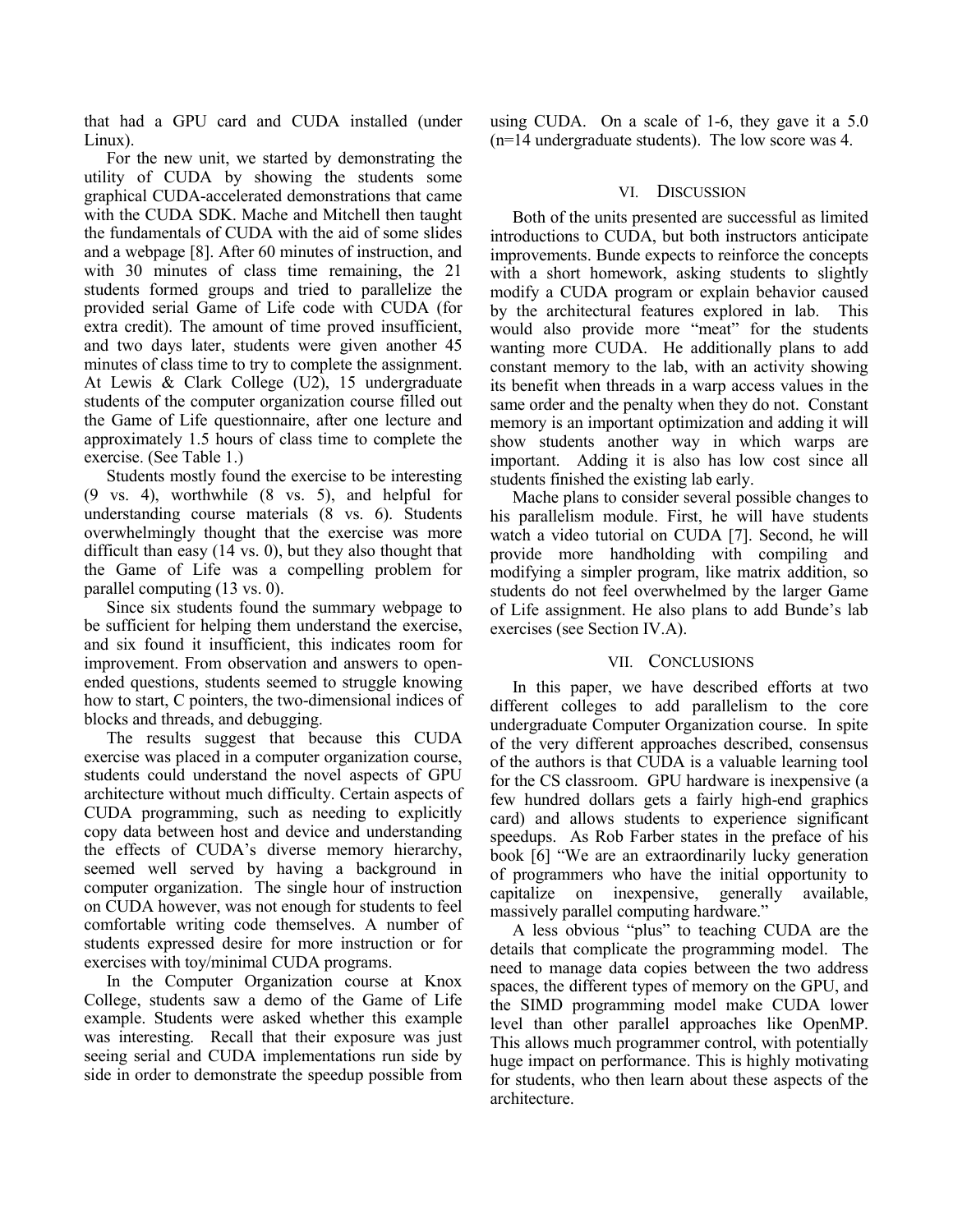that had a GPU card and CUDA installed (under Linux).

For the new unit, we started by demonstrating the utility of CUDA by showing the students some graphical CUDA-accelerated demonstrations that came with the CUDA SDK. Mache and Mitchell then taught the fundamentals of CUDA with the aid of some slides and a webpage [8]. After 60 minutes of instruction, and with 30 minutes of class time remaining, the 21 students formed groups and tried to parallelize the provided serial Game of Life code with CUDA (for extra credit). The amount of time proved insufficient, and two days later, students were given another 45 minutes of class time to try to complete the assignment. At Lewis & Clark College (U2), 15 undergraduate students of the computer organization course filled out the Game of Life questionnaire, after one lecture and approximately 1.5 hours of class time to complete the exercise. (See Table 1.)

Students mostly found the exercise to be interesting (9 vs. 4), worthwhile (8 vs. 5), and helpful for understanding course materials (8 vs. 6). Students overwhelmingly thought that the exercise was more difficult than easy (14 vs. 0), but they also thought that the Game of Life was a compelling problem for parallel computing (13 vs. 0).

Since six students found the summary webpage to be sufficient for helping them understand the exercise, and six found it insufficient, this indicates room for improvement. From observation and answers to open-ended questions, students seemed to struggle knowing how to start, C pointers, the two-dimensional indices of blocks and threads, and debugging.

The results suggest that because this CUDA exercise was placed in a computer organization course, students could understand the novel aspects of GPU architecture without much difficulty. Certain aspects of CUDA programming, such as needing to explicitly copy data between host and device and understanding the effects of CUDA's diverse memory hierarchy, seemed well served by having a background in computer organization. The single hour of instruction on CUDA however, was not enough for students to feel comfortable writing code themselves. A number of students expressed desire for more instruction or for exercises with toy/minimal CUDA programs.

In the Computer Organization course at Knox College, students saw a demo of the Game of Life example. Students were asked whether this example was interesting. Recall that their exposure was just seeing serial and CUDA implementations run side by side in order to demonstrate the speedup possible from using CUDA. On a scale of 1-6, they gave it a 5.0 (n=14 undergraduate students). The low score was 4.

## VI. Discussion

Both of the units presented are successful as limited introductions to CUDA, but both instructors anticipate improvements. Bunde expects to reinforce the concepts with a short homework, asking students to slightly modify a CUDA program or explain behavior caused by the architectural features explored in lab. This would also provide more "meat" for the students wanting more CUDA. He additionally plans to add constant memory to the lab, with an activity showing its benefit when threads in a warp access values in the same order and the penalty when they do not. Constant memory is an important optimization and adding it will show students another way in which warps are important. Adding it is also has low cost since all students finished the existing lab early.

Mache plans to consider several possible changes to his parallelism module. First, he will have students watch a video tutorial on CUDA [7]. Second, he will provide more handholding with compiling and modifying a simpler program, like matrix addition, so students do not feel overwhelmed by the larger Game of Life assignment. He also plans to add Bunde's lab exercises (see Section IV.A).

## VII. Conclusions

In this paper, we have described efforts at two different colleges to add parallelism to the core undergraduate Computer Organization course. In spite of the very different approaches described, consensus of the authors is that CUDA is a valuable learning tool for the CS classroom. GPU hardware is inexpensive (a few hundred dollars gets a fairly high-end graphics card) and allows students to experience significant speedups. As Rob Farber states in the preface of his book [6] "We are an extraordinarily lucky generation of programmers who have the initial opportunity to capitalize on inexpensive, generally available, massively parallel computing hardware."

A less obvious "plus" to teaching CUDA are the details that complicate the programming model. The need to manage data copies between the two address spaces, the different types of memory on the GPU, and the SIMD programming model make CUDA lower level than other parallel approaches like OpenMP. This allows much programmer control, with potentially huge impact on performance. This is highly motivating for students, who then learn about these aspects of the architecture.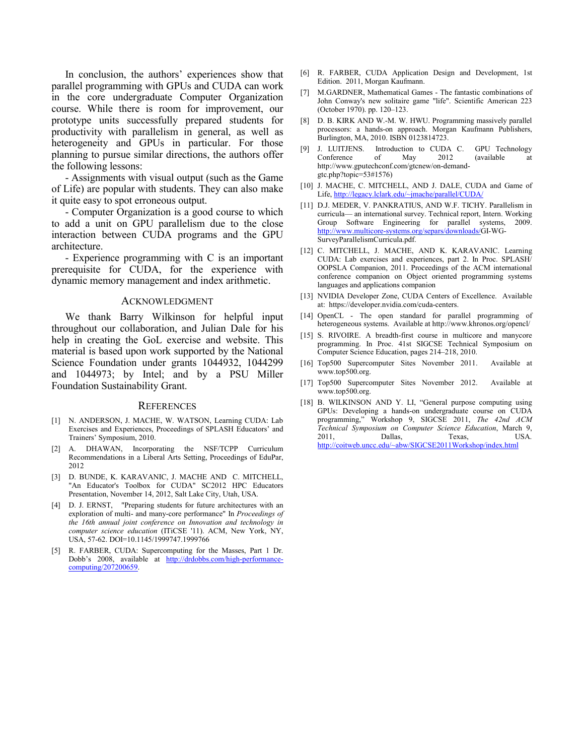In conclusion, the authors' experiences show that parallel programming with GPUs and CUDA can work in the core undergraduate Computer Organization course. While there is room for improvement, our prototype units successfully prepared students for productivity with parallelism in general, as well as heterogeneity and GPUs in particular. For those planning to pursue similar directions, the authors offer the following lessons:

- Assignments with visual output (such as the Game of Life) are popular with students. They can also make it quite easy to spot erroneous output.

- Computer Organization is a good course to which to add a unit on GPU parallelism due to the close interaction between CUDA programs and the GPU architecture.

- Experience programming with C is an important prerequisite for CUDA, for the experience with dynamic memory management and index arithmetic.

## Acknowledgment

We thank Barry Wilkinson for helpful input throughout our collaboration, and Julian Dale for his help in creating the GoL exercise and website. This material is based upon work supported by the National Science Foundation under grants 1044932, 1044299 and 1044973; by Intel; and by a PSU Miller Foundation Sustainability Grant.

## References

[1] N. Anderson, J. Mache, W. Watson, Learning CUDA: Lab Exercises and Experiences, Proceedings of SPLASH Educators' and Trainers' Symposium, 2010.

[2] A. Dhawan, Incorporating the NSF/TCPP Curriculum Recommendations in a Liberal Arts Setting, Proceedings of EduPar, 2012

[3] D. Bunde, K. Karavanic, J. Mache and C. Mitchell, "An Educator's Toolbox for CUDA" SC2012 HPC Educators Presentation, November 14, 2012, Salt Lake City, Utah, USA.

[4] D. J. Ernst, "Preparing students for future architectures with an exploration of multi- and many-core performance" In *Proceedings of the 16th annual joint conference on Innovation and technology in computer science education* (ITiCSE '11). ACM, New York, NY, USA, 57-62. DOI=10.1145/1999747.1999766

[5] R. Farber, CUDA: Supercomputing for the Masses, Part 1 Dr. Dobb's 2008, available at http://drdobbs.com/high-performance-computing/207200659.

[6] R. Farber, CUDA Application Design and Development, 1st Edition. 2011, Morgan Kaufmann.

[7] M.Gardner, Mathematical Games - The fantastic combinations of John Conway's new solitaire game "life". Scientific American 223 (October 1970). pp. 120–123.

[8] D. B. Kirk and W.-M. W. Hwu. Programming massively parallel processors: a hands-on approach. Morgan Kaufmann Publishers, Burlington, MA, 2010. ISBN 0123814723.

[9] J. Luitjens. Introduction to CUDA C. GPU Technology Conference of May 2012 (available at http://www.gputechconf.com/gtcnew/on-demand-gtc.php?topic=53#1576)

[10] J. Mache, C. Mitchell, and J. Dale, CUDA and Game of Life, http://legacy.lclark.edu/~jmache/parallel/CUDA/

[11] D.J. Meder, V. Pankratius, and W.F. Tichy. Parallelism in curricula— an international survey. Technical report, Intern. Working Group Software Engineering for parallel systems, 2009. http://www.multicore-systems.org/separs/downloads/GI-WG-SurveyParallelismCurricula.pdf.

[12] C. Mitchell, J. Mache, and K. Karavanic. Learning CUDA: Lab exercises and experiences, part 2. In Proc. SPLASH/ OOPSLA Companion, 2011. Proceedings of the ACM international conference companion on Object oriented programming systems languages and applications companion

[13] NVIDIA Developer Zone, CUDA Centers of Excellence. Available at: https://developer.nvidia.com/cuda-centers.

[14] OpenCL - The open standard for parallel programming of heterogeneous systems. Available at http://www.khronos.org/opencl/

[15] S. Rivoire. A breadth-first course in multicore and manycore programming. In Proc. 41st SIGCSE Technical Symposium on Computer Science Education, pages 214–218, 2010.

[16] Top500 Supercomputer Sites November 2011. Available at www.top500.org.

[17] Top500 Supercomputer Sites November 2012. Available at www.top500.org.

[18] B. Wilkinson and Y. Li, "General purpose computing using GPUs: Developing a hands-on undergraduate course on CUDA programming," Workshop 9, SIGCSE 2011, *The 42nd ACM Technical Symposium on Computer Science Education*, March 9, 2011, Dallas, Texas, USA. http://coitweb.uncc.edu/~abw/SIGCSE2011Workshop/index.html